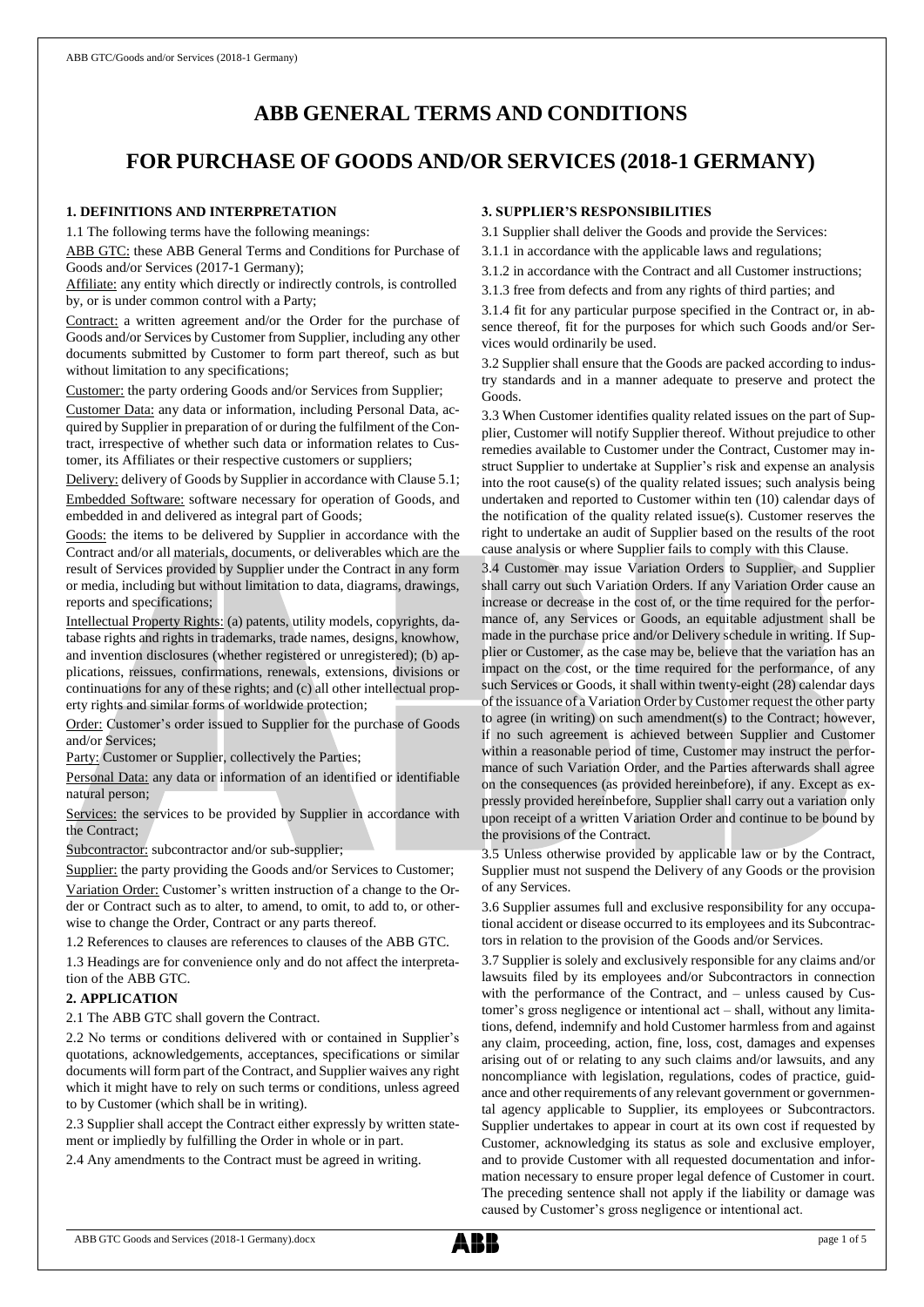# ABB GENERAL TERMS AND CONDITIONS

# FOR PURCHASE OF GOODS AND/OR SERVICES (2018-1 GERMANY)

## 1. DEFINITIONS AND INTERPRETATION

1.1 The following terms have the following meanings:

ABB GTC: these ABB General Terms and Conditions for Purchase of Goods and/or Services (2017-1 Germany);

Affiliate: any entity which directly or indirectly controls, is controlled by, or is under common control with a Party;

Contract: a written agreement and/or the Order for the purchase of Goods and/or Services by Customer from Supplier, including any other documents submitted by Customer to form part thereof, such as but without limitation to any specifications;

Customer: the party ordering Goods and/or Services from Supplier;

Customer Data: any data or information, including Personal Data, acquired by Supplier in preparation of or during the fulfilment of the Contract, irrespective of whether such data or information relates to Customer, its Affiliates or their respective customers or suppliers;

Delivery: delivery of Goods by Supplier in accordance with Clause 5.1;

Embedded Software: software necessary for operation of Goods, and embedded in and delivered as integral part of Goods;

Goods: the items to be delivered by Supplier in accordance with the Contract and/or all materials, documents, or deliverables which are the result of Services provided by Supplier under the Contract in any form or media, including but without limitation to data, diagrams, drawings, reports and specifications;

Intellectual Property Rights: (a) patents, utility models, copyrights, database rights and rights in trademarks, trade names, designs, knowhow, and invention disclosures (whether registered or unregistered); (b) applications, reissues, confirmations, renewals, extensions, divisions or continuations for any of these rights; and (c) all other intellectual property rights and similar forms of worldwide protection;

Order: Customer's order issued to Supplier for the purchase of Goods and/or Services;

Party: Customer or Supplier, collectively the Parties;

Personal Data: any data or information of an identified or identifiable natural person;

Services: the services to be provided by Supplier in accordance with the Contract;

Subcontractor: subcontractor and/or sub-supplier;

Supplier: the party providing the Goods and/or Services to Customer;

Variation Order: Customer's written instruction of a change to the Order or Contract such as to alter, to amend, to omit, to add to, or otherwise to change the Order, Contract or any parts thereof.

1.2 References to clauses are references to clauses of the ABB GTC.

1.3 Headings are for convenience only and do not affect the interpretation of the ABB GTC.

## 2. APPLICATION

2.1 The ABB GTC shall govern the Contract.

2.2 No terms or conditions delivered with or contained in Supplier's quotations, acknowledgements, acceptances, specifications or similar documents will form part of the Contract, and Supplier waives any right which it might have to rely on such terms or conditions, unless agreed to by Customer (which shall be in writing).

2.3 Supplier shall accept the Contract either expressly by written statement or impliedly by fulfilling the Order in whole or in part.

2.4 Any amendments to the Contract must be agreed in writing.

## 3. SUPPLIER'S RESPONSIBILITIES

3.1 Supplier shall deliver the Goods and provide the Services:

3.1.1 in accordance with the applicable laws and regulations;

3.1.2 in accordance with the Contract and all Customer instructions;

3.1.3 free from defects and from any rights of third parties; and

3.1.4 fit for any particular purpose specified in the Contract or, in absence thereof, fit for the purposes for which such Goods and/or Services would ordinarily be used.

3.2 Supplier shall ensure that the Goods are packed according to industry standards and in a manner adequate to preserve and protect the Goods.

3.3 When Customer identifies quality related issues on the part of Supplier, Customer will notify Supplier thereof. Without prejudice to other remedies available to Customer under the Contract, Customer may instruct Supplier to undertake at Supplier's risk and expense an analysis into the root cause(s) of the quality related issues; such analysis being undertaken and reported to Customer within ten (10) calendar days of the notification of the quality related issue(s). Customer reserves the right to undertake an audit of Supplier based on the results of the root cause analysis or where Supplier fails to comply with this Clause.

3.4 Customer may issue Variation Orders to Supplier, and Supplier shall carry out such Variation Orders. If any Variation Order cause an increase or decrease in the cost of, or the time required for the performance of, any Services or Goods, an equitable adjustment shall be made in the purchase price and/or Delivery schedule in writing. If Supplier or Customer, as the case may be, believe that the variation has an impact on the cost, or the time required for the performance, of any such Services or Goods, it shall within twenty-eight (28) calendar days of the issuance of a Variation Order by Customer request the other party to agree (in writing) on such amendment(s) to the Contract; however, if no such agreement is achieved between Supplier and Customer within a reasonable period of time, Customer may instruct the performance of such Variation Order, and the Parties afterwards shall agree on the consequences (as provided hereinbefore), if any. Except as expressly provided hereinbefore, Supplier shall carry out a variation only upon receipt of a written Variation Order and continue to be bound by the provisions of the Contract.

3.5 Unless otherwise provided by applicable law or by the Contract, Supplier must not suspend the Delivery of any Goods or the provision of any Services.

3.6 Supplier assumes full and exclusive responsibility for any occupational accident or disease occurred to its employees and its Subcontractors in relation to the provision of the Goods and/or Services.

3.7 Supplier is solely and exclusively responsible for any claims and/or lawsuits filed by its employees and/or Subcontractors in connection with the performance of the Contract, and – unless caused by Customer's gross negligence or intentional act – shall, without any limitations, defend, indemnify and hold Customer harmless from and against any claim, proceeding, action, fine, loss, cost, damages and expenses arising out of or relating to any such claims and/or lawsuits, and any noncompliance with legislation, regulations, codes of practice, guidance and other requirements of any relevant government or governmental agency applicable to Supplier, its employees or Subcontractors. Supplier undertakes to appear in court at its own cost if requested by Customer, acknowledging its status as sole and exclusive employer, and to provide Customer with all requested documentation and information necessary to ensure proper legal defence of Customer in court. The preceding sentence shall not apply if the liability or damage was caused by Customer's gross negligence or intentional act.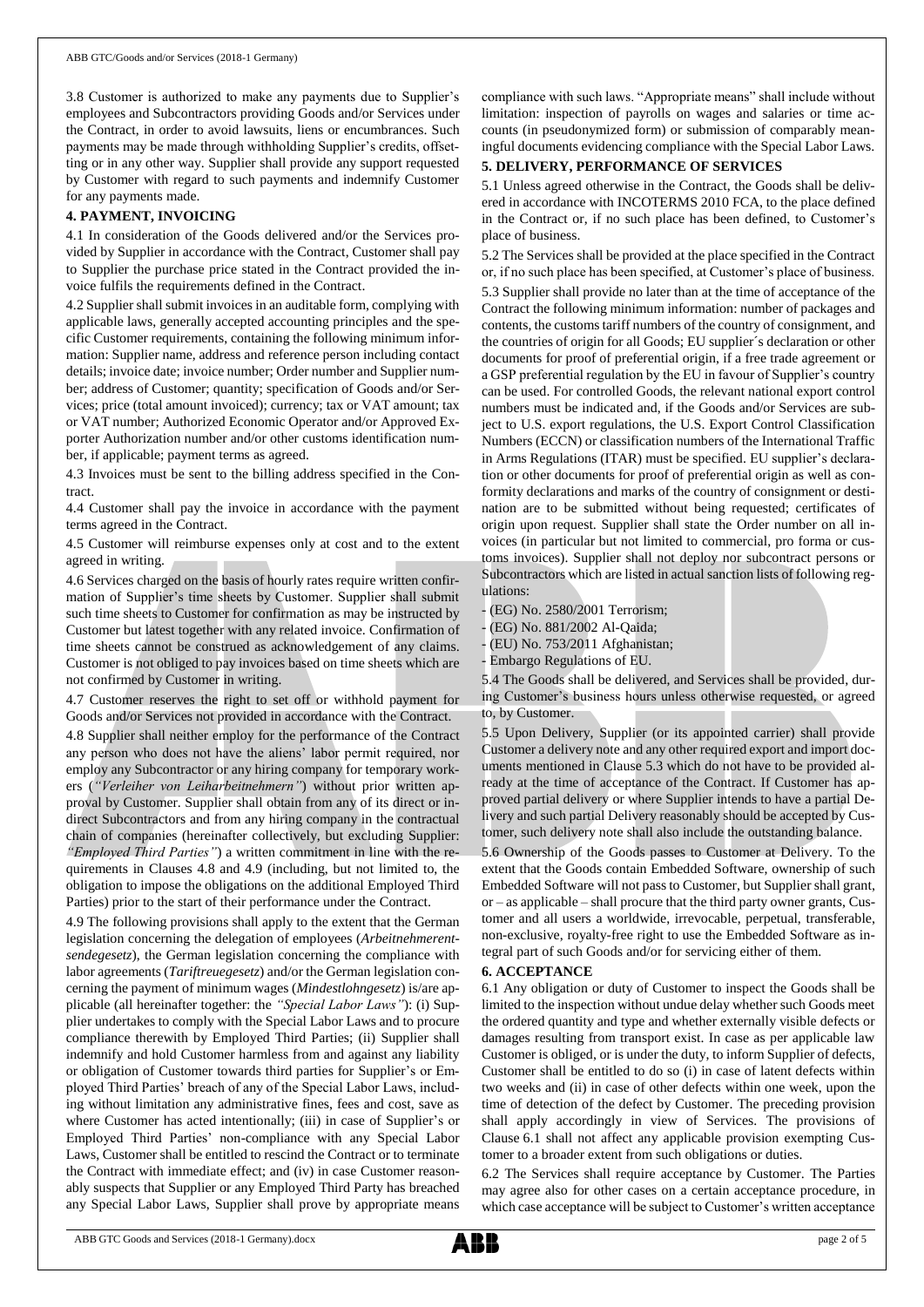3.8 Customer is authorized to make any payments due to Supplier's employees and Subcontractors providing Goods and/or Services under the Contract, in order to avoid lawsuits, liens or encumbrances. Such payments may be made through withholding Supplier's credits, offsetting or in any other way. Supplier shall provide any support requested by Customer with regard to such payments and indemnify Customer for any payments made.

## 4. PAYMENT, INVOICING

4.1 In consideration of the Goods delivered and/or the Services provided by Supplier in accordance with the Contract, Customer shall pay to Supplier the purchase price stated in the Contract provided the invoice fulfils the requirements defined in the Contract.

4.2 Supplier shall submit invoices in an auditable form, complying with applicable laws, generally accepted accounting principles and the specific Customer requirements, containing the following minimum information: Supplier name, address and reference person including contact details; invoice date; invoice number; Order number and Supplier number; address of Customer; quantity; specification of Goods and/or Services; price (total amount invoiced); currency; tax or VAT amount; tax or VAT number; Authorized Economic Operator and/or Approved Exporter Authorization number and/or other customs identification number, if applicable; payment terms as agreed.

4.3 Invoices must be sent to the billing address specified in the Contract.

4.4 Customer shall pay the invoice in accordance with the payment terms agreed in the Contract.

4.5 Customer will reimburse expenses only at cost and to the extent agreed in writing.

4.6 Services charged on the basis of hourly rates require written confirmation of Supplier's time sheets by Customer. Supplier shall submit such time sheets to Customer for confirmation as may be instructed by Customer but latest together with any related invoice. Confirmation of time sheets cannot be construed as acknowledgement of any claims. Customer is not obliged to pay invoices based on time sheets which are not confirmed by Customer in writing.

4.7 Customer reserves the right to set off or withhold payment for Goods and/or Services not provided in accordance with the Contract.

4.8 Supplier shall neither employ for the performance of the Contract any person who does not have the aliens' labor permit required, nor employ any Subcontractor or any hiring company for temporary workers (*"Verleiher von Leiharbeitnehmern"*) without prior written approval by Customer. Supplier shall obtain from any of its direct or indirect Subcontractors and from any hiring company in the contractual chain of companies (hereinafter collectively, but excluding Supplier: *"Employed Third Parties"*) a written commitment in line with the requirements in Clauses 4.8 and 4.9 (including, but not limited to, the obligation to impose the obligations on the additional Employed Third Parties) prior to the start of their performance under the Contract.

4.9 The following provisions shall apply to the extent that the German legislation concerning the delegation of employees (*Arbeitnehmerentsendegesetz*), the German legislation concerning the compliance with labor agreements (*Tariftreuegesetz*) and/or the German legislation concerning the payment of minimum wages (*Mindestlohngesetz*) is/are applicable (all hereinafter together: the *"Special Labor Laws"*): (i) Supplier undertakes to comply with the Special Labor Laws and to procure compliance therewith by Employed Third Parties; (ii) Supplier shall indemnify and hold Customer harmless from and against any liability or obligation of Customer towards third parties for Supplier's or Employed Third Parties' breach of any of the Special Labor Laws, including without limitation any administrative fines, fees and cost, save as where Customer has acted intentionally; (iii) in case of Supplier's or Employed Third Parties' non-compliance with any Special Labor Laws, Customer shall be entitled to rescind the Contract or to terminate the Contract with immediate effect; and (iv) in case Customer reasonably suspects that Supplier or any Employed Third Party has breached any Special Labor Laws, Supplier shall prove by appropriate means compliance with such laws. "Appropriate means" shall include without limitation: inspection of payrolls on wages and salaries or time accounts (in pseudonymized form) or submission of comparably meaningful documents evidencing compliance with the Special Labor Laws.

## 5. DELIVERY, PERFORMANCE OF SERVICES

5.1 Unless agreed otherwise in the Contract, the Goods shall be delivered in accordance with INCOTERMS 2010 FCA, to the place defined in the Contract or, if no such place has been defined, to Customer's place of business.

5.2 The Services shall be provided at the place specified in the Contract or, if no such place has been specified, at Customer's place of business.

5.3 Supplier shall provide no later than at the time of acceptance of the Contract the following minimum information: number of packages and contents, the customs tariff numbers of the country of consignment, and the countries of origin for all Goods; EU supplier´s declaration or other documents for proof of preferential origin, if a free trade agreement or a GSP preferential regulation by the EU in favour of Supplier's country can be used. For controlled Goods, the relevant national export control numbers must be indicated and, if the Goods and/or Services are subject to U.S. export regulations, the U.S. Export Control Classification Numbers (ECCN) or classification numbers of the International Traffic in Arms Regulations (ITAR) must be specified. EU supplier's declaration or other documents for proof of preferential origin as well as conformity declarations and marks of the country of consignment or destination are to be submitted without being requested; certificates of origin upon request. Supplier shall state the Order number on all invoices (in particular but not limited to commercial, pro forma or customs invoices). Supplier shall not deploy nor subcontract persons or Subcontractors which are listed in actual sanction lists of following regulations:

- (EG) No. 2580/2001 Terrorism;
- (EG) No. 881/2002 Al-Qaida;
- (EU) No. 753/2011 Afghanistan;
- Embargo Regulations of EU.

5.4 The Goods shall be delivered, and Services shall be provided, during Customer's business hours unless otherwise requested, or agreed to, by Customer.

5.5 Upon Delivery, Supplier (or its appointed carrier) shall provide Customer a delivery note and any other required export and import documents mentioned in Clause 5.3 which do not have to be provided already at the time of acceptance of the Contract. If Customer has approved partial delivery or where Supplier intends to have a partial Delivery and such partial Delivery reasonably should be accepted by Customer, such delivery note shall also include the outstanding balance.

5.6 Ownership of the Goods passes to Customer at Delivery. To the extent that the Goods contain Embedded Software, ownership of such Embedded Software will not pass to Customer, but Supplier shall grant, or – as applicable – shall procure that the third party owner grants, Customer and all users a worldwide, irrevocable, perpetual, transferable, non-exclusive, royalty-free right to use the Embedded Software as integral part of such Goods and/or for servicing either of them.

## 6. ACCEPTANCE

6.1 Any obligation or duty of Customer to inspect the Goods shall be limited to the inspection without undue delay whether such Goods meet the ordered quantity and type and whether externally visible defects or damages resulting from transport exist. In case as per applicable law Customer is obliged, or is under the duty, to inform Supplier of defects, Customer shall be entitled to do so (i) in case of latent defects within two weeks and (ii) in case of other defects within one week, upon the time of detection of the defect by Customer. The preceding provision shall apply accordingly in view of Services. The provisions of Clause 6.1 shall not affect any applicable provision exempting Customer to a broader extent from such obligations or duties.

6.2 The Services shall require acceptance by Customer. The Parties may agree also for other cases on a certain acceptance procedure, in which case acceptance will be subject to Customer's written acceptance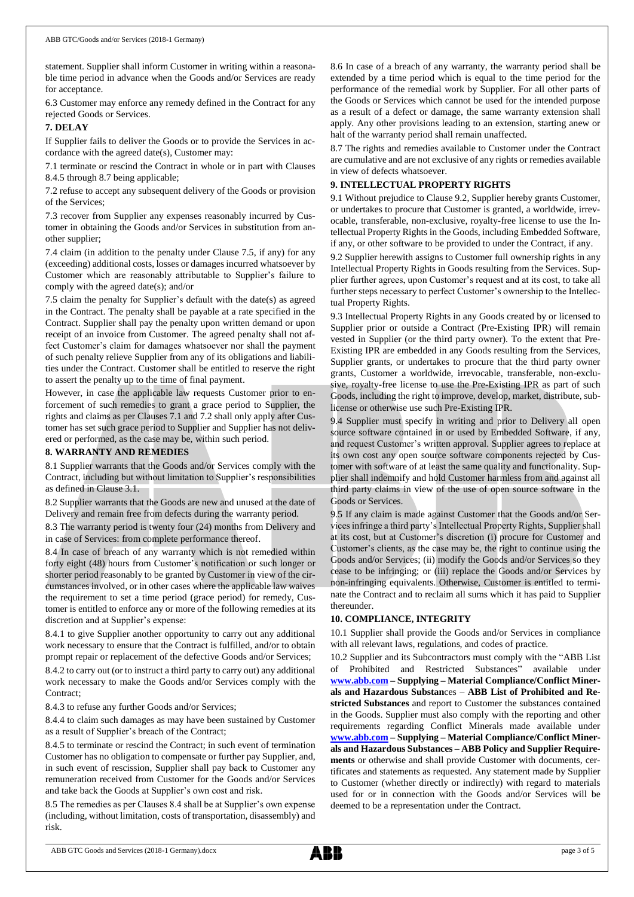statement. Supplier shall inform Customer in writing within a reasonable time period in advance when the Goods and/or Services are ready for acceptance.

6.3 Customer may enforce any remedy defined in the Contract for any rejected Goods or Services.

**7. DELAY**

If Supplier fails to deliver the Goods or to provide the Services in accordance with the agreed date(s), Customer may:

7.1 terminate or rescind the Contract in whole or in part with Clauses 8.4.5 through 8.7 being applicable;

7.2 refuse to accept any subsequent delivery of the Goods or provision of the Services;

7.3 recover from Supplier any expenses reasonably incurred by Customer in obtaining the Goods and/or Services in substitution from another supplier;

7.4 claim (in addition to the penalty under Clause 7.5, if any) for any (exceeding) additional costs, losses or damages incurred whatsoever by Customer which are reasonably attributable to Supplier's failure to comply with the agreed date(s); and/or

7.5 claim the penalty for Supplier's default with the date(s) as agreed in the Contract. The penalty shall be payable at a rate specified in the Contract. Supplier shall pay the penalty upon written demand or upon receipt of an invoice from Customer. The agreed penalty shall not affect Customer's claim for damages whatsoever nor shall the payment of such penalty relieve Supplier from any of its obligations and liabilities under the Contract. Customer shall be entitled to reserve the right to assert the penalty up to the time of final payment.

However, in case the applicable law requests Customer prior to enforcement of such remedies to grant a grace period to Supplier, the rights and claims as per Clauses 7.1 and 7.2 shall only apply after Customer has set such grace period to Supplier and Supplier has not delivered or performed, as the case may be, within such period.

**8. WARRANTY AND REMEDIES**

8.1 Supplier warrants that the Goods and/or Services comply with the Contract, including but without limitation to Supplier's responsibilities as defined in Clause 3.1.

8.2 Supplier warrants that the Goods are new and unused at the date of Delivery and remain free from defects during the warranty period.

8.3 The warranty period is twenty four (24) months from Delivery and in case of Services: from complete performance thereof.

8.4 In case of breach of any warranty which is not remedied within forty eight (48) hours from Customer's notification or such longer or shorter period reasonably to be granted by Customer in view of the circumstances involved, or in other cases where the applicable law waives the requirement to set a time period (grace period) for remedy, Customer is entitled to enforce any or more of the following remedies at its discretion and at Supplier's expense:

8.4.1 to give Supplier another opportunity to carry out any additional work necessary to ensure that the Contract is fulfilled, and/or to obtain prompt repair or replacement of the defective Goods and/or Services;

8.4.2 to carry out (or to instruct a third party to carry out) any additional work necessary to make the Goods and/or Services comply with the Contract;

8.4.3 to refuse any further Goods and/or Services;

8.4.4 to claim such damages as may have been sustained by Customer as a result of Supplier's breach of the Contract;

8.4.5 to terminate or rescind the Contract; in such event of termination Customer has no obligation to compensate or further pay Supplier, and, in such event of rescission, Supplier shall pay back to Customer any remuneration received from Customer for the Goods and/or Services and take back the Goods at Supplier's own cost and risk.

8.5 The remedies as per Clauses 8.4 shall be at Supplier's own expense (including, without limitation, costs of transportation, disassembly) and risk.

8.6 In case of a breach of any warranty, the warranty period shall be extended by a time period which is equal to the time period for the performance of the remedial work by Supplier. For all other parts of the Goods or Services which cannot be used for the intended purpose as a result of a defect or damage, the same warranty extension shall apply. Any other provisions leading to an extension, starting anew or halt of the warranty period shall remain unaffected.

8.7 The rights and remedies available to Customer under the Contract are cumulative and are not exclusive of any rights or remedies available in view of defects whatsoever.

**9. INTELLECTUAL PROPERTY RIGHTS**

9.1 Without prejudice to Clause 9.2, Supplier hereby grants Customer, or undertakes to procure that Customer is granted, a worldwide, irrevocable, transferable, non-exclusive, royalty-free license to use the Intellectual Property Rights in the Goods, including Embedded Software, if any, or other software to be provided to under the Contract, if any.

9.2 Supplier herewith assigns to Customer full ownership rights in any Intellectual Property Rights in Goods resulting from the Services. Supplier further agrees, upon Customer's request and at its cost, to take all further steps necessary to perfect Customer's ownership to the Intellectual Property Rights.

9.3 Intellectual Property Rights in any Goods created by or licensed to Supplier prior or outside a Contract (Pre-Existing IPR) will remain vested in Supplier (or the third party owner). To the extent that Pre-Existing IPR are embedded in any Goods resulting from the Services, Supplier grants, or undertakes to procure that the third party owner grants, Customer a worldwide, irrevocable, transferable, non-exclusive, royalty-free license to use the Pre-Existing IPR as part of such Goods, including the right to improve, develop, market, distribute, sublicense or otherwise use such Pre-Existing IPR.

9.4 Supplier must specify in writing and prior to Delivery all open source software contained in or used by Embedded Software, if any, and request Customer's written approval. Supplier agrees to replace at its own cost any open source software components rejected by Customer with software of at least the same quality and functionality. Supplier shall indemnify and hold Customer harmless from and against all third party claims in view of the use of open source software in the Goods or Services.

9.5 If any claim is made against Customer that the Goods and/or Services infringe a third party's Intellectual Property Rights, Supplier shall at its cost, but at Customer's discretion (i) procure for Customer and Customer's clients, as the case may be, the right to continue using the Goods and/or Services; (ii) modify the Goods and/or Services so they cease to be infringing; or (iii) replace the Goods and/or Services by non-infringing equivalents. Otherwise, Customer is entitled to terminate the Contract and to reclaim all sums which it has paid to Supplier thereunder.

**10. COMPLIANCE, INTEGRITY**

10.1 Supplier shall provide the Goods and/or Services in compliance with all relevant laws, regulations, and codes of practice.

10.2 Supplier and its Subcontractors must comply with the "ABB List of Prohibited and Restricted Substances" available under **www.abb.com – Supplying – Material Compliance/Conflict Minerals and Hazardous Substan**ces – **ABB List of Prohibited and Restricted Substances** and report to Customer the substances contained in the Goods. Supplier must also comply with the reporting and other requirements regarding Conflict Minerals made available under **www.abb.com – Supplying – Material Compliance/Conflict Minerals and Hazardous Substances – ABB Policy and Supplier Requirements** or otherwise and shall provide Customer with documents, certificates and statements as requested. Any statement made by Supplier to Customer (whether directly or indirectly) with regard to materials used for or in connection with the Goods and/or Services will be deemed to be a representation under the Contract.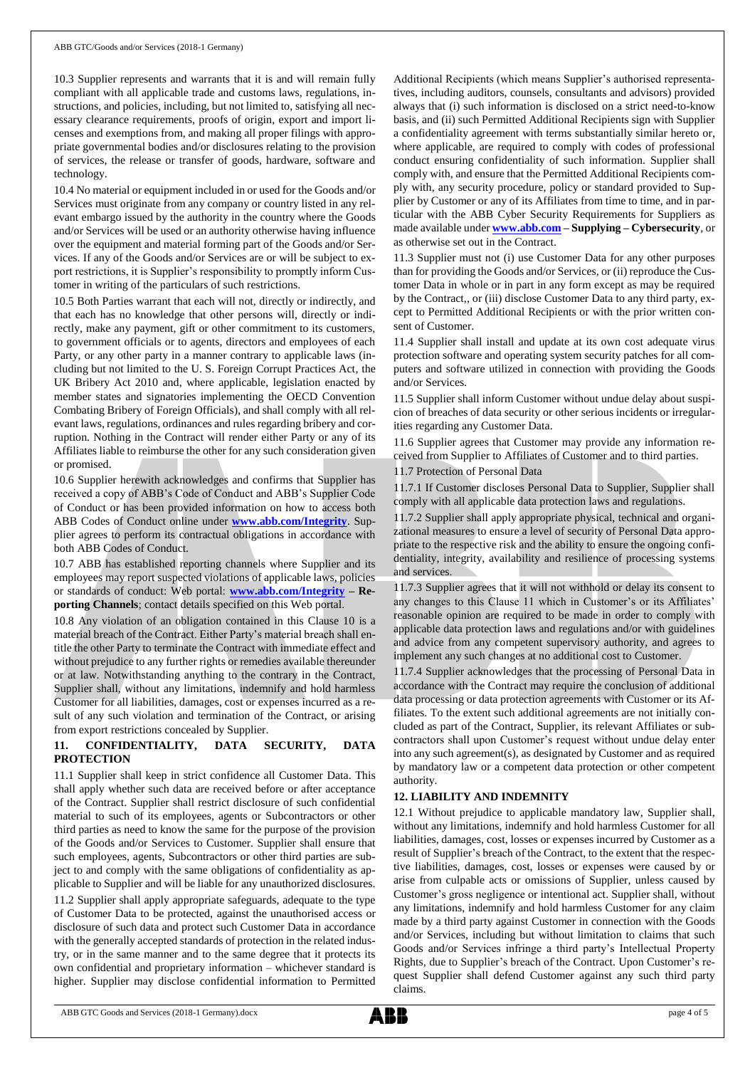10.3 Supplier represents and warrants that it is and will remain fully compliant with all applicable trade and customs laws, regulations, instructions, and policies, including, but not limited to, satisfying all necessary clearance requirements, proofs of origin, export and import licenses and exemptions from, and making all proper filings with appropriate governmental bodies and/or disclosures relating to the provision of services, the release or transfer of goods, hardware, software and technology.

10.4 No material or equipment included in or used for the Goods and/or Services must originate from any company or country listed in any relevant embargo issued by the authority in the country where the Goods and/or Services will be used or an authority otherwise having influence over the equipment and material forming part of the Goods and/or Services. If any of the Goods and/or Services are or will be subject to export restrictions, it is Supplier's responsibility to promptly inform Customer in writing of the particulars of such restrictions.

10.5 Both Parties warrant that each will not, directly or indirectly, and that each has no knowledge that other persons will, directly or indirectly, make any payment, gift or other commitment to its customers, to government officials or to agents, directors and employees of each Party, or any other party in a manner contrary to applicable laws (including but not limited to the U. S. Foreign Corrupt Practices Act, the UK Bribery Act 2010 and, where applicable, legislation enacted by member states and signatories implementing the OECD Convention Combating Bribery of Foreign Officials), and shall comply with all relevant laws, regulations, ordinances and rules regarding bribery and corruption. Nothing in the Contract will render either Party or any of its Affiliates liable to reimburse the other for any such consideration given or promised.

10.6 Supplier herewith acknowledges and confirms that Supplier has received a copy of ABB's Code of Conduct and ABB's Supplier Code of Conduct or has been provided information on how to access both ABB Codes of Conduct online under **www.abb.com/Integrity**. Supplier agrees to perform its contractual obligations in accordance with both ABB Codes of Conduct.

10.7 ABB has established reporting channels where Supplier and its employees may report suspected violations of applicable laws, policies or standards of conduct: Web portal: **www.abb.com/Integrity – Reporting Channels**; contact details specified on this Web portal.

10.8 Any violation of an obligation contained in this Clause 10 is a material breach of the Contract. Either Party's material breach shall entitle the other Party to terminate the Contract with immediate effect and without prejudice to any further rights or remedies available thereunder or at law. Notwithstanding anything to the contrary in the Contract, Supplier shall, without any limitations, indemnify and hold harmless Customer for all liabilities, damages, cost or expenses incurred as a result of any such violation and termination of the Contract, or arising from export restrictions concealed by Supplier.

## 11. CONFIDENTIALITY, DATA SECURITY, DATA PROTECTION

11.1 Supplier shall keep in strict confidence all Customer Data. This shall apply whether such data are received before or after acceptance of the Contract. Supplier shall restrict disclosure of such confidential material to such of its employees, agents or Subcontractors or other third parties as need to know the same for the purpose of the provision of the Goods and/or Services to Customer. Supplier shall ensure that such employees, agents, Subcontractors or other third parties are subject to and comply with the same obligations of confidentiality as applicable to Supplier and will be liable for any unauthorized disclosures.

11.2 Supplier shall apply appropriate safeguards, adequate to the type of Customer Data to be protected, against the unauthorised access or disclosure of such data and protect such Customer Data in accordance with the generally accepted standards of protection in the related industry, or in the same manner and to the same degree that it protects its own confidential and proprietary information – whichever standard is higher. Supplier may disclose confidential information to Permitted Additional Recipients (which means Supplier's authorised representatives, including auditors, counsels, consultants and advisors) provided always that (i) such information is disclosed on a strict need-to-know basis, and (ii) such Permitted Additional Recipients sign with Supplier a confidentiality agreement with terms substantially similar hereto or, where applicable, are required to comply with codes of professional conduct ensuring confidentiality of such information. Supplier shall comply with, and ensure that the Permitted Additional Recipients comply with, any security procedure, policy or standard provided to Supplier by Customer or any of its Affiliates from time to time, and in particular with the ABB Cyber Security Requirements for Suppliers as made available under **www.abb.com – Supplying – Cybersecurity**, or as otherwise set out in the Contract.

11.3 Supplier must not (i) use Customer Data for any other purposes than for providing the Goods and/or Services, or (ii) reproduce the Customer Data in whole or in part in any form except as may be required by the Contract,, or (iii) disclose Customer Data to any third party, except to Permitted Additional Recipients or with the prior written consent of Customer.

11.4 Supplier shall install and update at its own cost adequate virus protection software and operating system security patches for all computers and software utilized in connection with providing the Goods and/or Services.

11.5 Supplier shall inform Customer without undue delay about suspicion of breaches of data security or other serious incidents or irregularities regarding any Customer Data.

11.6 Supplier agrees that Customer may provide any information received from Supplier to Affiliates of Customer and to third parties.

11.7 Protection of Personal Data

11.7.1 If Customer discloses Personal Data to Supplier, Supplier shall comply with all applicable data protection laws and regulations.

11.7.2 Supplier shall apply appropriate physical, technical and organizational measures to ensure a level of security of Personal Data appropriate to the respective risk and the ability to ensure the ongoing confidentiality, integrity, availability and resilience of processing systems and services.

11.7.3 Supplier agrees that it will not withhold or delay its consent to any changes to this Clause 11 which in Customer's or its Affiliates' reasonable opinion are required to be made in order to comply with applicable data protection laws and regulations and/or with guidelines and advice from any competent supervisory authority, and agrees to implement any such changes at no additional cost to Customer.

11.7.4 Supplier acknowledges that the processing of Personal Data in accordance with the Contract may require the conclusion of additional data processing or data protection agreements with Customer or its Affiliates. To the extent such additional agreements are not initially concluded as part of the Contract, Supplier, its relevant Affiliates or subcontractors shall upon Customer's request without undue delay enter into any such agreement(s), as designated by Customer and as required by mandatory law or a competent data protection or other competent authority.

## 12. LIABILITY AND INDEMNITY

12.1 Without prejudice to applicable mandatory law, Supplier shall, without any limitations, indemnify and hold harmless Customer for all liabilities, damages, cost, losses or expenses incurred by Customer as a result of Supplier's breach of the Contract, to the extent that the respective liabilities, damages, cost, losses or expenses were caused by or arise from culpable acts or omissions of Supplier, unless caused by Customer's gross negligence or intentional act. Supplier shall, without any limitations, indemnify and hold harmless Customer for any claim made by a third party against Customer in connection with the Goods and/or Services, including but without limitation to claims that such Goods and/or Services infringe a third party's Intellectual Property Rights, due to Supplier's breach of the Contract. Upon Customer's request Supplier shall defend Customer against any such third party claims.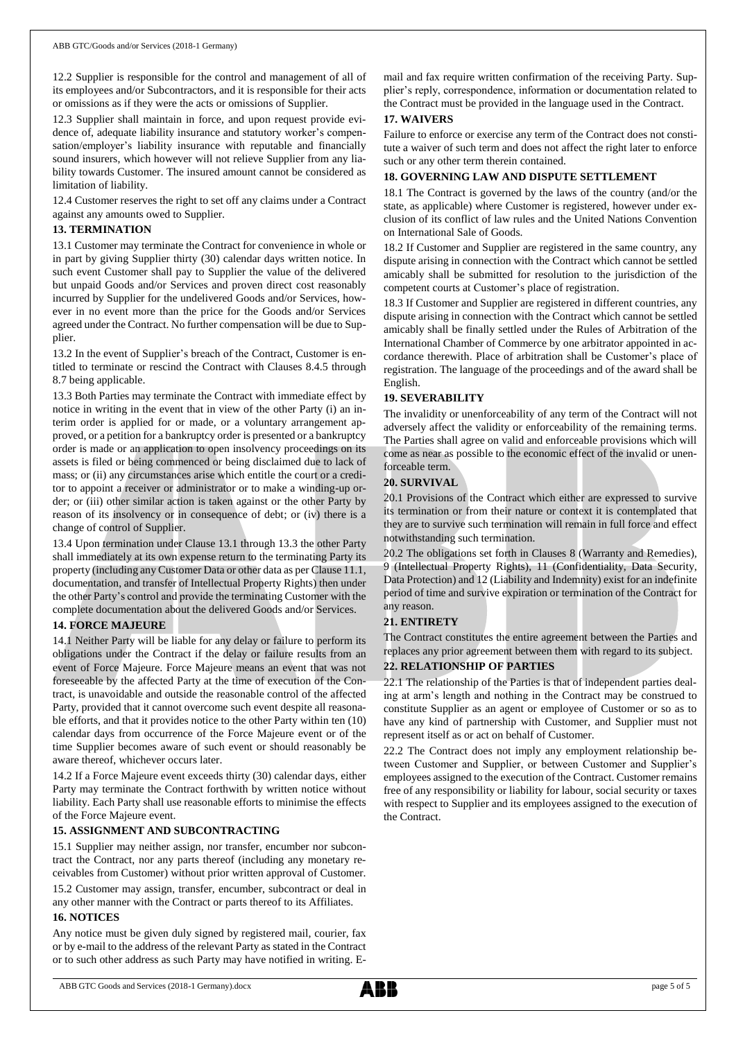12.2 Supplier is responsible for the control and management of all of its employees and/or Subcontractors, and it is responsible for their acts or omissions as if they were the acts or omissions of Supplier.

12.3 Supplier shall maintain in force, and upon request provide evidence of, adequate liability insurance and statutory worker's compensation/employer's liability insurance with reputable and financially sound insurers, which however will not relieve Supplier from any liability towards Customer. The insured amount cannot be considered as limitation of liability.

12.4 Customer reserves the right to set off any claims under a Contract against any amounts owed to Supplier.

## 13. TERMINATION

13.1 Customer may terminate the Contract for convenience in whole or in part by giving Supplier thirty (30) calendar days written notice. In such event Customer shall pay to Supplier the value of the delivered but unpaid Goods and/or Services and proven direct cost reasonably incurred by Supplier for the undelivered Goods and/or Services, however in no event more than the price for the Goods and/or Services agreed under the Contract. No further compensation will be due to Supplier.

13.2 In the event of Supplier's breach of the Contract, Customer is entitled to terminate or rescind the Contract with Clauses 8.4.5 through 8.7 being applicable.

13.3 Both Parties may terminate the Contract with immediate effect by notice in writing in the event that in view of the other Party (i) an interim order is applied for or made, or a voluntary arrangement approved, or a petition for a bankruptcy order is presented or a bankruptcy order is made or an application to open insolvency proceedings on its assets is filed or being commenced or being disclaimed due to lack of mass; or (ii) any circumstances arise which entitle the court or a creditor to appoint a receiver or administrator or to make a winding-up order; or (iii) other similar action is taken against or the other Party by reason of its insolvency or in consequence of debt; or (iv) there is a change of control of Supplier.

13.4 Upon termination under Clause 13.1 through 13.3 the other Party shall immediately at its own expense return to the terminating Party its property (including any Customer Data or other data as per Clause 11.1, documentation, and transfer of Intellectual Property Rights) then under the other Party's control and provide the terminating Customer with the complete documentation about the delivered Goods and/or Services.

## 14. FORCE MAJEURE

14.1 Neither Party will be liable for any delay or failure to perform its obligations under the Contract if the delay or failure results from an event of Force Majeure. Force Majeure means an event that was not foreseeable by the affected Party at the time of execution of the Contract, is unavoidable and outside the reasonable control of the affected Party, provided that it cannot overcome such event despite all reasonable efforts, and that it provides notice to the other Party within ten (10) calendar days from occurrence of the Force Majeure event or of the time Supplier becomes aware of such event or should reasonably be aware thereof, whichever occurs later.

14.2 If a Force Majeure event exceeds thirty (30) calendar days, either Party may terminate the Contract forthwith by written notice without liability. Each Party shall use reasonable efforts to minimise the effects of the Force Majeure event.

## 15. ASSIGNMENT AND SUBCONTRACTING

15.1 Supplier may neither assign, nor transfer, encumber nor subcontract the Contract, nor any parts thereof (including any monetary receivables from Customer) without prior written approval of Customer.

15.2 Customer may assign, transfer, encumber, subcontract or deal in any other manner with the Contract or parts thereof to its Affiliates.

## 16. NOTICES

Any notice must be given duly signed by registered mail, courier, fax or by e-mail to the address of the relevant Party as stated in the Contract or to such other address as such Party may have notified in writing. E-mail and fax require written confirmation of the receiving Party. Supplier's reply, correspondence, information or documentation related to the Contract must be provided in the language used in the Contract.

## 17. WAIVERS

Failure to enforce or exercise any term of the Contract does not constitute a waiver of such term and does not affect the right later to enforce such or any other term therein contained.

## 18. GOVERNING LAW AND DISPUTE SETTLEMENT

18.1 The Contract is governed by the laws of the country (and/or the state, as applicable) where Customer is registered, however under exclusion of its conflict of law rules and the United Nations Convention on International Sale of Goods.

18.2 If Customer and Supplier are registered in the same country, any dispute arising in connection with the Contract which cannot be settled amicably shall be submitted for resolution to the jurisdiction of the competent courts at Customer's place of registration.

18.3 If Customer and Supplier are registered in different countries, any dispute arising in connection with the Contract which cannot be settled amicably shall be finally settled under the Rules of Arbitration of the International Chamber of Commerce by one arbitrator appointed in accordance therewith. Place of arbitration shall be Customer's place of registration. The language of the proceedings and of the award shall be English.

## 19. SEVERABILITY

The invalidity or unenforceability of any term of the Contract will not adversely affect the validity or enforceability of the remaining terms. The Parties shall agree on valid and enforceable provisions which will come as near as possible to the economic effect of the invalid or unenforceable term.

## 20. SURVIVAL

20.1 Provisions of the Contract which either are expressed to survive its termination or from their nature or context it is contemplated that they are to survive such termination will remain in full force and effect notwithstanding such termination.

20.2 The obligations set forth in Clauses 8 (Warranty and Remedies), 9 (Intellectual Property Rights), 11 (Confidentiality, Data Security, Data Protection) and 12 (Liability and Indemnity) exist for an indefinite period of time and survive expiration or termination of the Contract for any reason.

## 21. ENTIRETY

The Contract constitutes the entire agreement between the Parties and replaces any prior agreement between them with regard to its subject.

## 22. RELATIONSHIP OF PARTIES

22.1 The relationship of the Parties is that of independent parties dealing at arm's length and nothing in the Contract may be construed to constitute Supplier as an agent or employee of Customer or so as to have any kind of partnership with Customer, and Supplier must not represent itself as or act on behalf of Customer.

22.2 The Contract does not imply any employment relationship between Customer and Supplier, or between Customer and Supplier's employees assigned to the execution of the Contract. Customer remains free of any responsibility or liability for labour, social security or taxes with respect to Supplier and its employees assigned to the execution of the Contract.